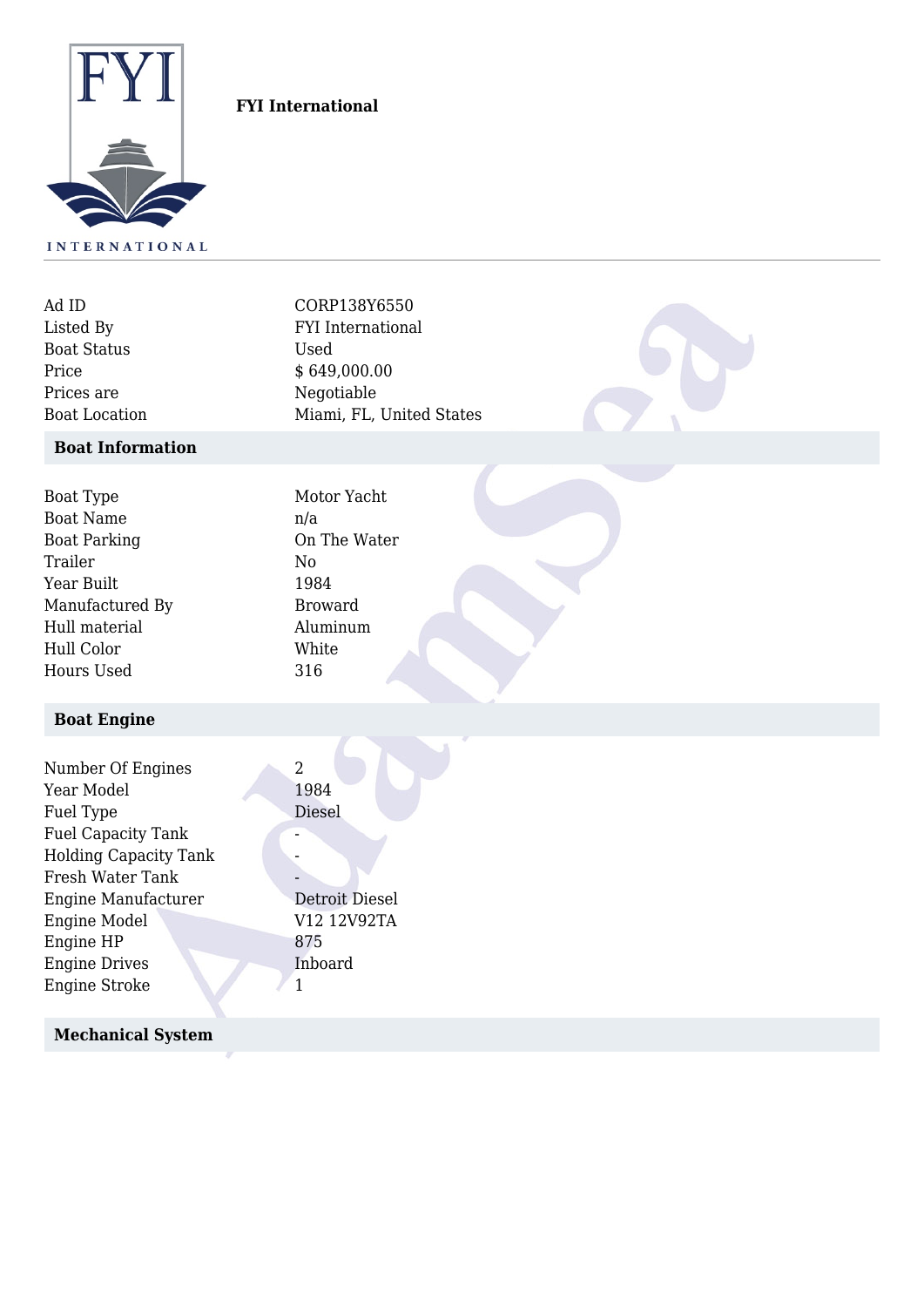**FYI International**

| | |
|---|---|
| Ad ID | CORP138Y6550 |
| Listed By | FYI International |
| Boat Status | Used |
| Price | $ 649,000.00 |
| Prices are | Negotiable |
| Boat Location | Miami, FL, United States |

## Boat Information

| | |
|---|---|
| Boat Type | Motor Yacht |
| Boat Name | n/a |
| Boat Parking | On The Water |
| Trailer | No |
| Year Built | 1984 |
| Manufactured By | Broward |
| Hull material | Aluminum |
| Hull Color | White |
| Hours Used | 316 |

## Boat Engine

| | |
|---|---|
| Number Of Engines | 2 |
| Year Model | 1984 |
| Fuel Type | Diesel |
| Fuel Capacity Tank | - |
| Holding Capacity Tank | - |
| Fresh Water Tank | - |
| Engine Manufacturer | Detroit Diesel |
| Engine Model | V12 12V92TA |
| Engine HP | 875 |
| Engine Drives | Inboard |
| Engine Stroke | 1 |

## Mechanical System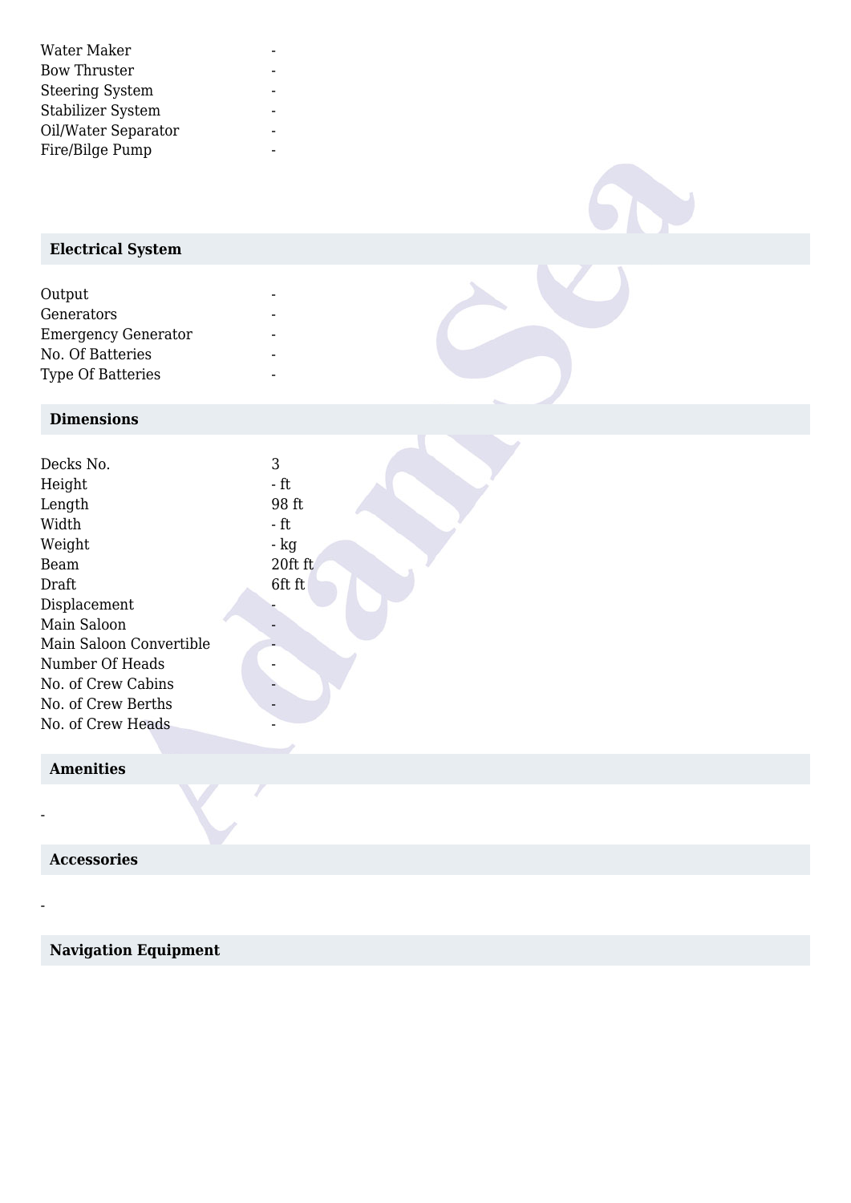| | |
|---|---|
| Water Maker | - |
| Bow Thruster | - |
| Steering System | - |
| Stabilizer System | - |
| Oil/Water Separator | - |
| Fire/Bilge Pump | - |

## Electrical System

| | |
|---|---|
| Output | - |
| Generators | - |
| Emergency Generator | - |
| No. Of Batteries | - |
| Type Of Batteries | - |

## Dimensions

| | |
|---|---|
| Decks No. | 3 |
| Height | - ft |
| Length | 98 ft |
| Width | - ft |
| Weight | - kg |
| Beam | 20ft ft |
| Draft | 6ft ft |
| Displacement | - |
| Main Saloon | - |
| Main Saloon Convertible | - |
| Number Of Heads | - |
| No. of Crew Cabins | - |
| No. of Crew Berths | - |
| No. of Crew Heads | - |

## Amenities

-

## Accessories

-

## Navigation Equipment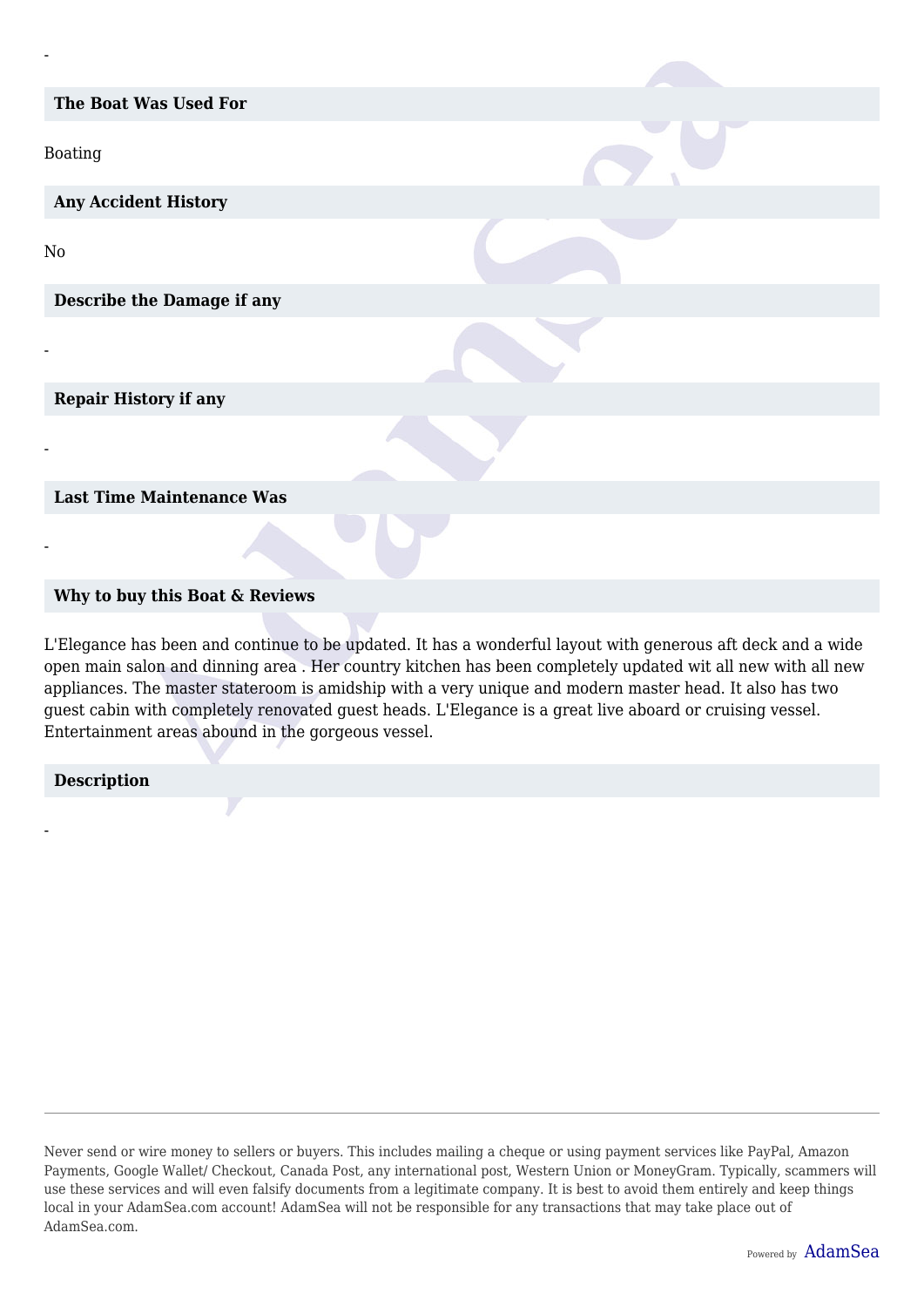-

**The Boat Was Used For**

Boating

**Any Accident History**

No

**Describe the Damage if any**

-

**Repair History if any**

-

**Last Time Maintenance Was**

-

**Why to buy this Boat & Reviews**

L'Elegance has been and continue to be updated. It has a wonderful layout with generous aft deck and a wide open main salon and dinning area . Her country kitchen has been completely updated wit all new with all new appliances. The master stateroom is amidship with a very unique and modern master head. It also has two guest cabin with completely renovated guest heads. L'Elegance is a great live aboard or cruising vessel. Entertainment areas abound in the gorgeous vessel.

**Description**

-

Never send or wire money to sellers or buyers. This includes mailing a cheque or using payment services like PayPal, Amazon Payments, Google Wallet/ Checkout, Canada Post, any international post, Western Union or MoneyGram. Typically, scammers will use these services and will even falsify documents from a legitimate company. It is best to avoid them entirely and keep things local in your AdamSea.com account! AdamSea will not be responsible for any transactions that may take place out of AdamSea.com.